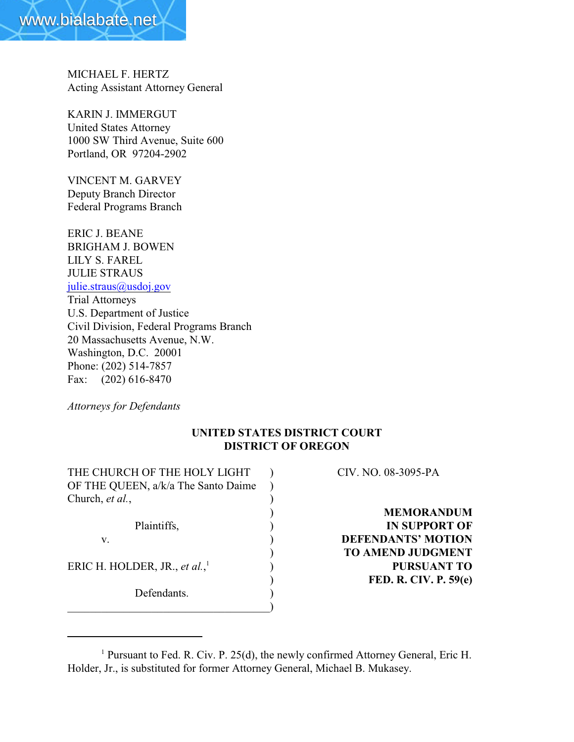MICHAEL F. HERTZ
Acting Assistant Attorney General

KARIN J. IMMERGUT
United States Attorney
1000 SW Third Avenue, Suite 600
Portland, OR 97204-2902

VINCENT M. GARVEY
Deputy Branch Director
Federal Programs Branch

ERIC J. BEANE
BRIGHAM J. BOWEN
LILY S. FAREL
JULIE STRAUS
julie.straus@usdoj.gov
Trial Attorneys
U.S. Department of Justice
Civil Division, Federal Programs Branch
20 Massachusetts Avenue, N.W.
Washington, D.C. 20001
Phone: (202) 514-7857
Fax: (202) 616-8470

*Attorneys for Defendants*

**UNITED STATES DISTRICT COURT**
**DISTRICT OF OREGON**

| | |
|---|---|
| THE CHURCH OF THE HOLY LIGHT OF THE QUEEN, a/k/a The Santo Daime Church, *et al.*, | CIV. NO. 08-3095-PA |
| Plaintiffs, | **MEMORANDUM IN SUPPORT OF DEFENDANTS' MOTION TO AMEND JUDGMENT PURSUANT TO FED. R. CIV. P. 59(e)** |
| v. | |
| ERIC H. HOLDER, JR., *et al.*,[1] | |
| Defendants. | |

[1] Pursuant to Fed. R. Civ. P. 25(d), the newly confirmed Attorney General, Eric H. Holder, Jr., is substituted for former Attorney General, Michael B. Mukasey.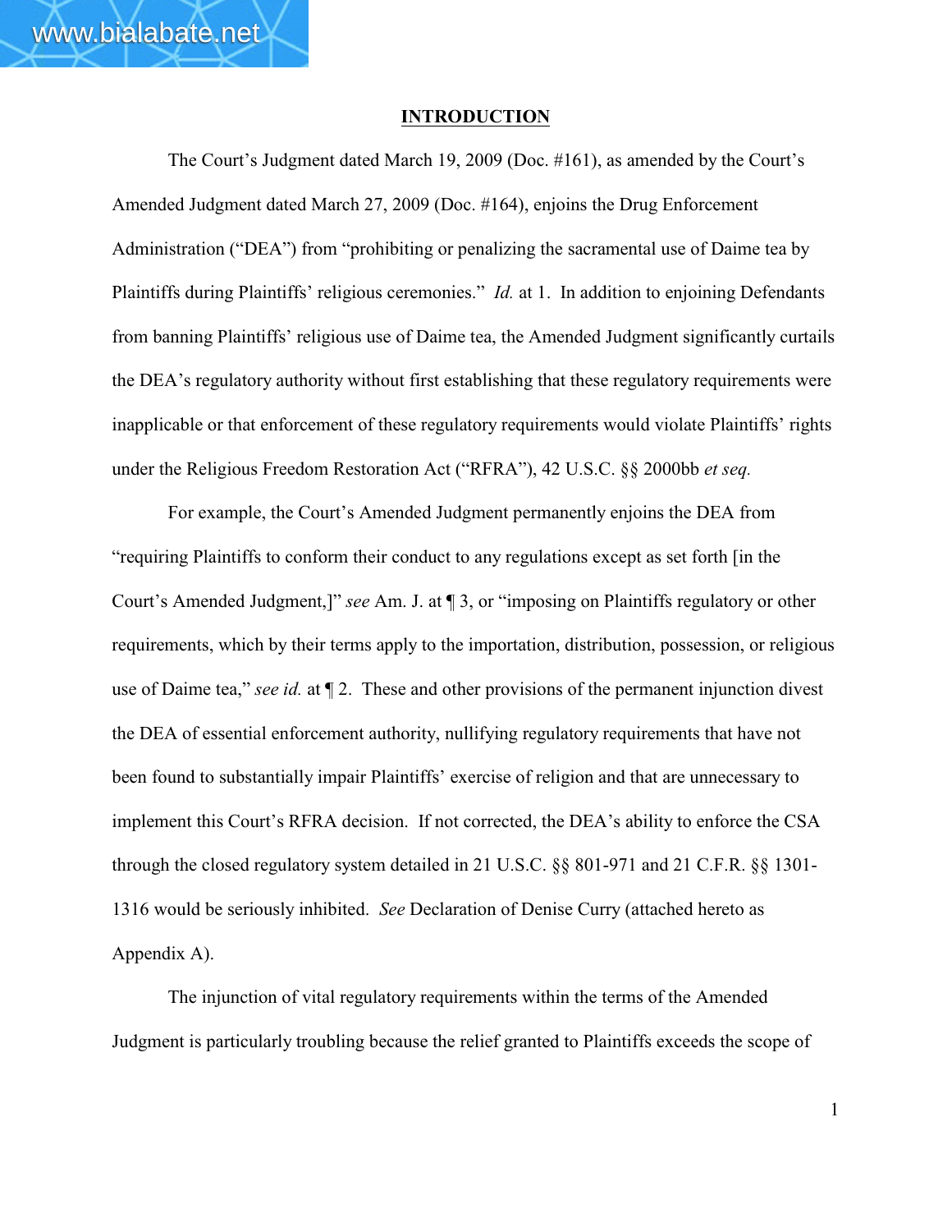# INTRODUCTION

The Court's Judgment dated March 19, 2009 (Doc. #161), as amended by the Court's Amended Judgment dated March 27, 2009 (Doc. #164), enjoins the Drug Enforcement Administration ("DEA") from "prohibiting or penalizing the sacramental use of Daime tea by Plaintiffs during Plaintiffs' religious ceremonies." *Id.* at 1. In addition to enjoining Defendants from banning Plaintiffs' religious use of Daime tea, the Amended Judgment significantly curtails the DEA's regulatory authority without first establishing that these regulatory requirements were inapplicable or that enforcement of these regulatory requirements would violate Plaintiffs' rights under the Religious Freedom Restoration Act ("RFRA"), 42 U.S.C. §§ 2000bb *et seq.*

For example, the Court's Amended Judgment permanently enjoins the DEA from "requiring Plaintiffs to conform their conduct to any regulations except as set forth [in the Court's Amended Judgment,]" *see* Am. J. at ¶ 3, or "imposing on Plaintiffs regulatory or other requirements, which by their terms apply to the importation, distribution, possession, or religious use of Daime tea," *see id.* at ¶ 2. These and other provisions of the permanent injunction divest the DEA of essential enforcement authority, nullifying regulatory requirements that have not been found to substantially impair Plaintiffs' exercise of religion and that are unnecessary to implement this Court's RFRA decision. If not corrected, the DEA's ability to enforce the CSA through the closed regulatory system detailed in 21 U.S.C. §§ 801-971 and 21 C.F.R. §§ 1301-1316 would be seriously inhibited. *See* Declaration of Denise Curry (attached hereto as Appendix A).

The injunction of vital regulatory requirements within the terms of the Amended Judgment is particularly troubling because the relief granted to Plaintiffs exceeds the scope of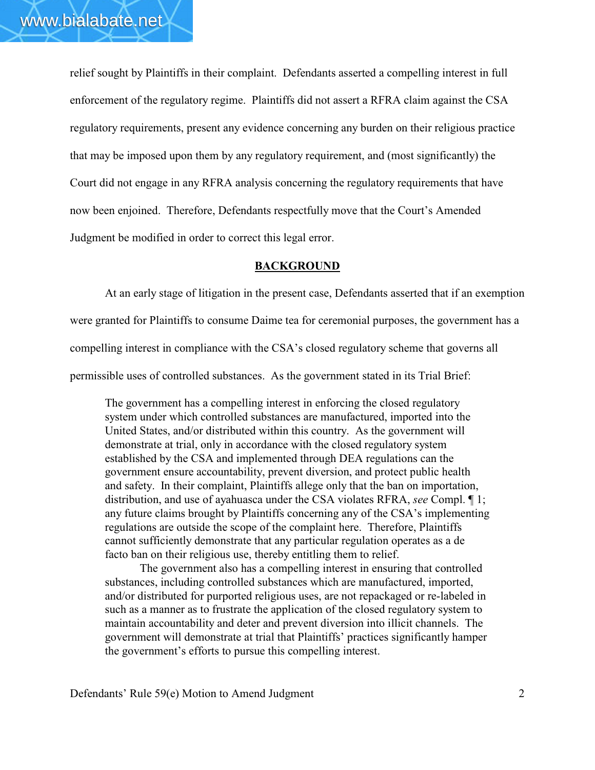relief sought by Plaintiffs in their complaint. Defendants asserted a compelling interest in full enforcement of the regulatory regime. Plaintiffs did not assert a RFRA claim against the CSA regulatory requirements, present any evidence concerning any burden on their religious practice that may be imposed upon them by any regulatory requirement, and (most significantly) the Court did not engage in any RFRA analysis concerning the regulatory requirements that have now been enjoined. Therefore, Defendants respectfully move that the Court's Amended Judgment be modified in order to correct this legal error.

## BACKGROUND

At an early stage of litigation in the present case, Defendants asserted that if an exemption were granted for Plaintiffs to consume Daime tea for ceremonial purposes, the government has a compelling interest in compliance with the CSA's closed regulatory scheme that governs all permissible uses of controlled substances. As the government stated in its Trial Brief:

> The government has a compelling interest in enforcing the closed regulatory system under which controlled substances are manufactured, imported into the United States, and/or distributed within this country. As the government will demonstrate at trial, only in accordance with the closed regulatory system established by the CSA and implemented through DEA regulations can the government ensure accountability, prevent diversion, and protect public health and safety. In their complaint, Plaintiffs allege only that the ban on importation, distribution, and use of ayahuasca under the CSA violates RFRA, *see* Compl. ¶ 1; any future claims brought by Plaintiffs concerning any of the CSA's implementing regulations are outside the scope of the complaint here. Therefore, Plaintiffs cannot sufficiently demonstrate that any particular regulation operates as a de facto ban on their religious use, thereby entitling them to relief.
>
> The government also has a compelling interest in ensuring that controlled substances, including controlled substances which are manufactured, imported, and/or distributed for purported religious uses, are not repackaged or re-labeled in such as a manner as to frustrate the application of the closed regulatory system to maintain accountability and deter and prevent diversion into illicit channels. The government will demonstrate at trial that Plaintiffs' practices significantly hamper the government's efforts to pursue this compelling interest.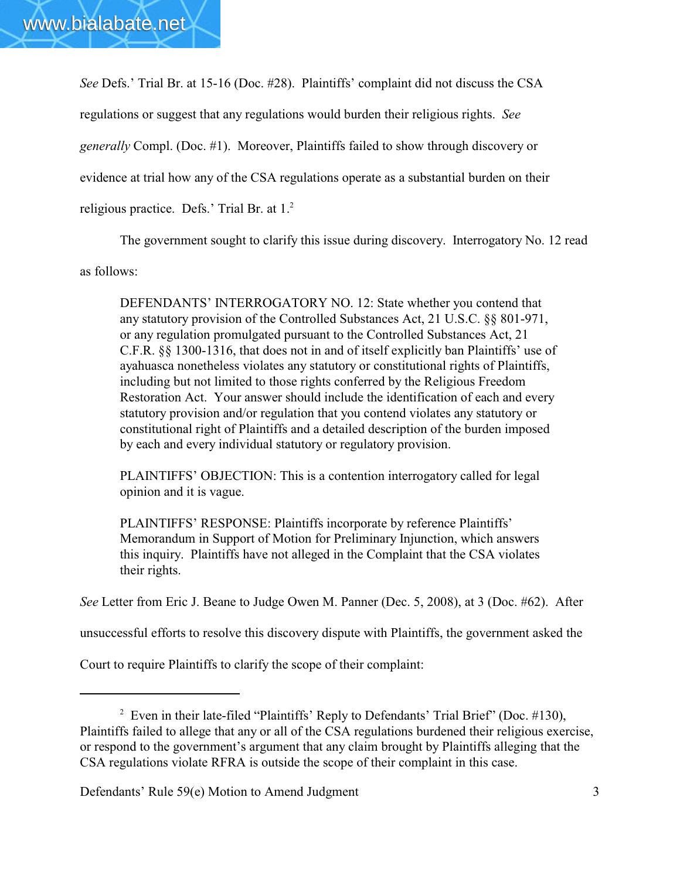*See* Defs.' Trial Br. at 15-16 (Doc. #28). Plaintiffs' complaint did not discuss the CSA regulations or suggest that any regulations would burden their religious rights. *See generally* Compl. (Doc. #1). Moreover, Plaintiffs failed to show through discovery or evidence at trial how any of the CSA regulations operate as a substantial burden on their religious practice. Defs.' Trial Br. at 1.[2]

The government sought to clarify this issue during discovery. Interrogatory No. 12 read as follows:

> DEFENDANTS' INTERROGATORY NO. 12: State whether you contend that any statutory provision of the Controlled Substances Act, 21 U.S.C. §§ 801-971, or any regulation promulgated pursuant to the Controlled Substances Act, 21 C.F.R. §§ 1300-1316, that does not in and of itself explicitly ban Plaintiffs' use of ayahuasca nonetheless violates any statutory or constitutional rights of Plaintiffs, including but not limited to those rights conferred by the Religious Freedom Restoration Act. Your answer should include the identification of each and every statutory provision and/or regulation that you contend violates any statutory or constitutional right of Plaintiffs and a detailed description of the burden imposed by each and every individual statutory or regulatory provision.
>
> PLAINTIFFS' OBJECTION: This is a contention interrogatory called for legal opinion and it is vague.
>
> PLAINTIFFS' RESPONSE: Plaintiffs incorporate by reference Plaintiffs' Memorandum in Support of Motion for Preliminary Injunction, which answers this inquiry. Plaintiffs have not alleged in the Complaint that the CSA violates their rights.

*See* Letter from Eric J. Beane to Judge Owen M. Panner (Dec. 5, 2008), at 3 (Doc. #62). After unsuccessful efforts to resolve this discovery dispute with Plaintiffs, the government asked the Court to require Plaintiffs to clarify the scope of their complaint:

---

[2] Even in their late-filed "Plaintiffs' Reply to Defendants' Trial Brief" (Doc. #130), Plaintiffs failed to allege that any or all of the CSA regulations burdened their religious exercise, or respond to the government's argument that any claim brought by Plaintiffs alleging that the CSA regulations violate RFRA is outside the scope of their complaint in this case.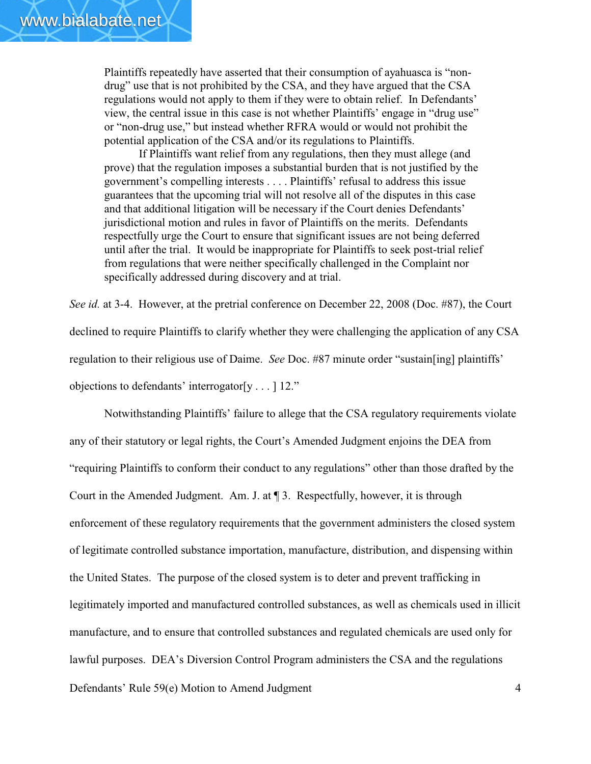> Plaintiffs repeatedly have asserted that their consumption of ayahuasca is "non-drug" use that is not prohibited by the CSA, and they have argued that the CSA regulations would not apply to them if they were to obtain relief. In Defendants' view, the central issue in this case is not whether Plaintiffs' engage in "drug use" or "non-drug use," but instead whether RFRA would or would not prohibit the potential application of the CSA and/or its regulations to Plaintiffs.
>
> If Plaintiffs want relief from any regulations, then they must allege (and prove) that the regulation imposes a substantial burden that is not justified by the government's compelling interests . . . . Plaintiffs' refusal to address this issue guarantees that the upcoming trial will not resolve all of the disputes in this case and that additional litigation will be necessary if the Court denies Defendants' jurisdictional motion and rules in favor of Plaintiffs on the merits. Defendants respectfully urge the Court to ensure that significant issues are not being deferred until after the trial. It would be inappropriate for Plaintiffs to seek post-trial relief from regulations that were neither specifically challenged in the Complaint nor specifically addressed during discovery and at trial.

*See id.* at 3-4. However, at the pretrial conference on December 22, 2008 (Doc. #87), the Court declined to require Plaintiffs to clarify whether they were challenging the application of any CSA regulation to their religious use of Daime. *See* Doc. #87 minute order "sustain[ing] plaintiffs' objections to defendants' interrogator[y . . . ] 12."

Notwithstanding Plaintiffs' failure to allege that the CSA regulatory requirements violate any of their statutory or legal rights, the Court's Amended Judgment enjoins the DEA from "requiring Plaintiffs to conform their conduct to any regulations" other than those drafted by the Court in the Amended Judgment. Am. J. at ¶ 3. Respectfully, however, it is through enforcement of these regulatory requirements that the government administers the closed system of legitimate controlled substance importation, manufacture, distribution, and dispensing within the United States. The purpose of the closed system is to deter and prevent trafficking in legitimately imported and manufactured controlled substances, as well as chemicals used in illicit manufacture, and to ensure that controlled substances and regulated chemicals are used only for lawful purposes. DEA's Diversion Control Program administers the CSA and the regulations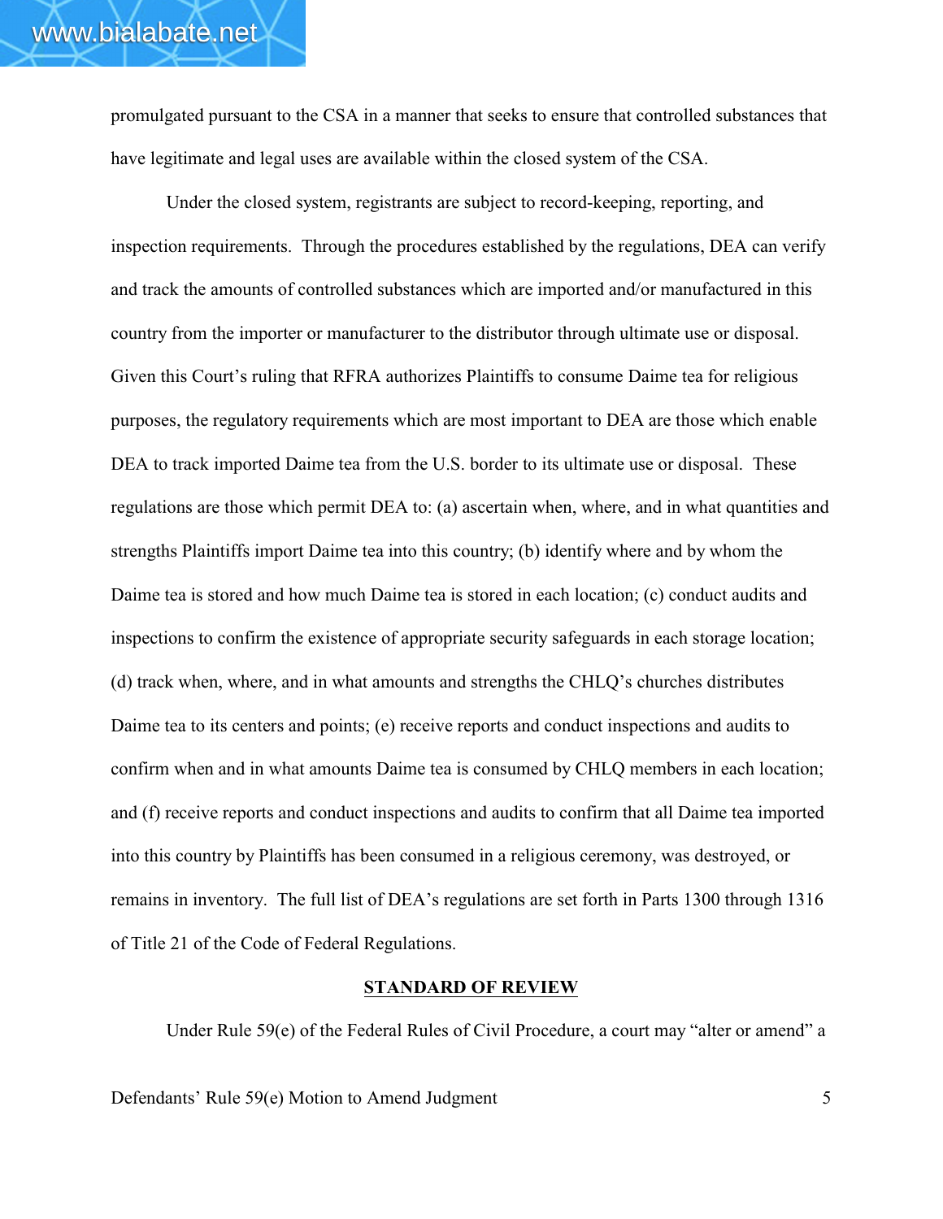promulgated pursuant to the CSA in a manner that seeks to ensure that controlled substances that have legitimate and legal uses are available within the closed system of the CSA.

Under the closed system, registrants are subject to record-keeping, reporting, and inspection requirements. Through the procedures established by the regulations, DEA can verify and track the amounts of controlled substances which are imported and/or manufactured in this country from the importer or manufacturer to the distributor through ultimate use or disposal. Given this Court's ruling that RFRA authorizes Plaintiffs to consume Daime tea for religious purposes, the regulatory requirements which are most important to DEA are those which enable DEA to track imported Daime tea from the U.S. border to its ultimate use or disposal. These regulations are those which permit DEA to: (a) ascertain when, where, and in what quantities and strengths Plaintiffs import Daime tea into this country; (b) identify where and by whom the Daime tea is stored and how much Daime tea is stored in each location; (c) conduct audits and inspections to confirm the existence of appropriate security safeguards in each storage location; (d) track when, where, and in what amounts and strengths the CHLQ's churches distributes Daime tea to its centers and points; (e) receive reports and conduct inspections and audits to confirm when and in what amounts Daime tea is consumed by CHLQ members in each location; and (f) receive reports and conduct inspections and audits to confirm that all Daime tea imported into this country by Plaintiffs has been consumed in a religious ceremony, was destroyed, or remains in inventory. The full list of DEA's regulations are set forth in Parts 1300 through 1316 of Title 21 of the Code of Federal Regulations.

## STANDARD OF REVIEW

Under Rule 59(e) of the Federal Rules of Civil Procedure, a court may "alter or amend" a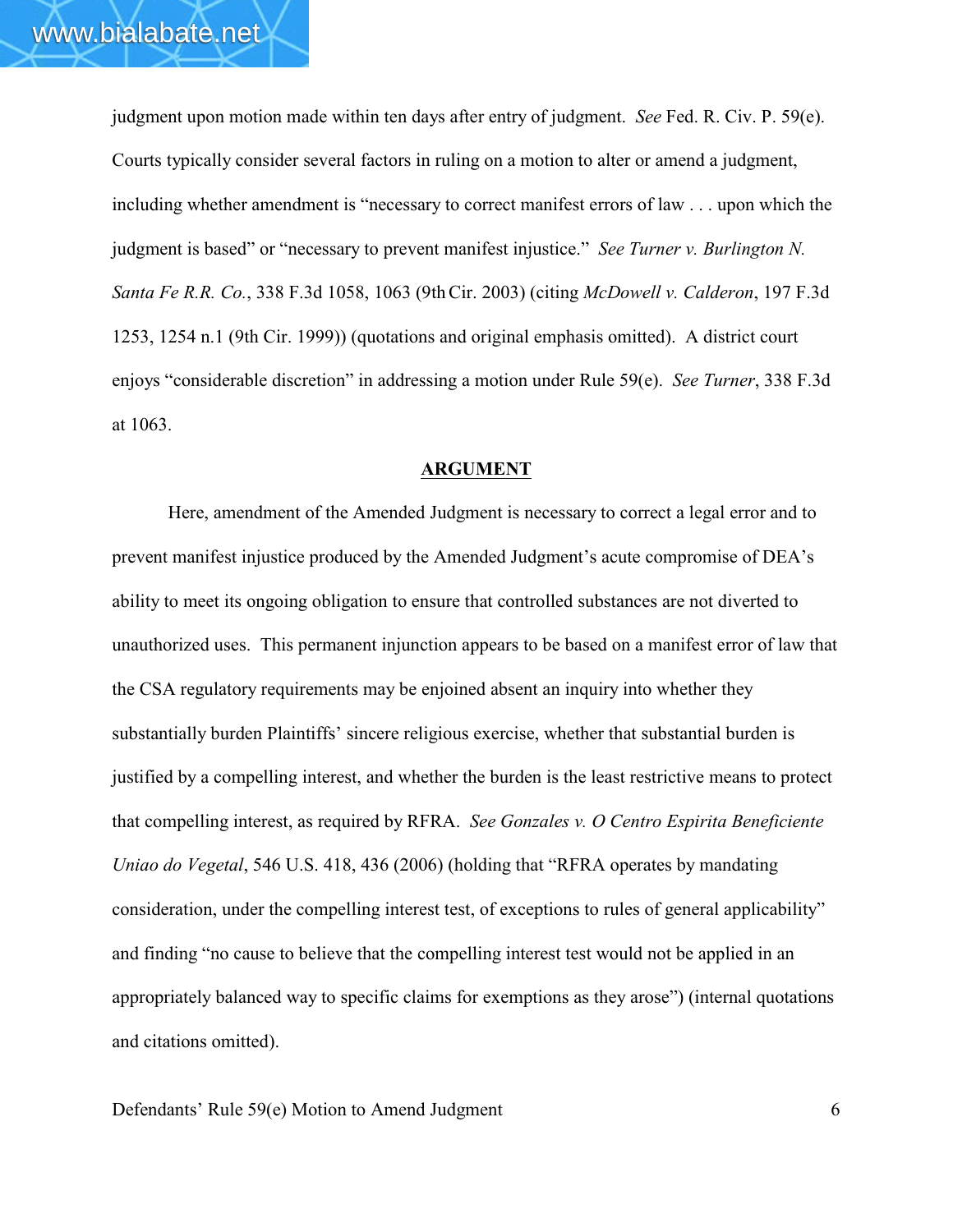judgment upon motion made within ten days after entry of judgment. *See* Fed. R. Civ. P. 59(e). Courts typically consider several factors in ruling on a motion to alter or amend a judgment, including whether amendment is "necessary to correct manifest errors of law . . . upon which the judgment is based" or "necessary to prevent manifest injustice." *See Turner v. Burlington N. Santa Fe R.R. Co.*, 338 F.3d 1058, 1063 (9th Cir. 2003) (citing *McDowell v. Calderon*, 197 F.3d 1253, 1254 n.1 (9th Cir. 1999)) (quotations and original emphasis omitted). A district court enjoys "considerable discretion" in addressing a motion under Rule 59(e). *See Turner*, 338 F.3d at 1063.

## ARGUMENT

Here, amendment of the Amended Judgment is necessary to correct a legal error and to prevent manifest injustice produced by the Amended Judgment's acute compromise of DEA's ability to meet its ongoing obligation to ensure that controlled substances are not diverted to unauthorized uses. This permanent injunction appears to be based on a manifest error of law that the CSA regulatory requirements may be enjoined absent an inquiry into whether they substantially burden Plaintiffs' sincere religious exercise, whether that substantial burden is justified by a compelling interest, and whether the burden is the least restrictive means to protect that compelling interest, as required by RFRA. *See Gonzales v. O Centro Espirita Beneficiente Uniao do Vegetal*, 546 U.S. 418, 436 (2006) (holding that "RFRA operates by mandating consideration, under the compelling interest test, of exceptions to rules of general applicability" and finding "no cause to believe that the compelling interest test would not be applied in an appropriately balanced way to specific claims for exemptions as they arose") (internal quotations and citations omitted).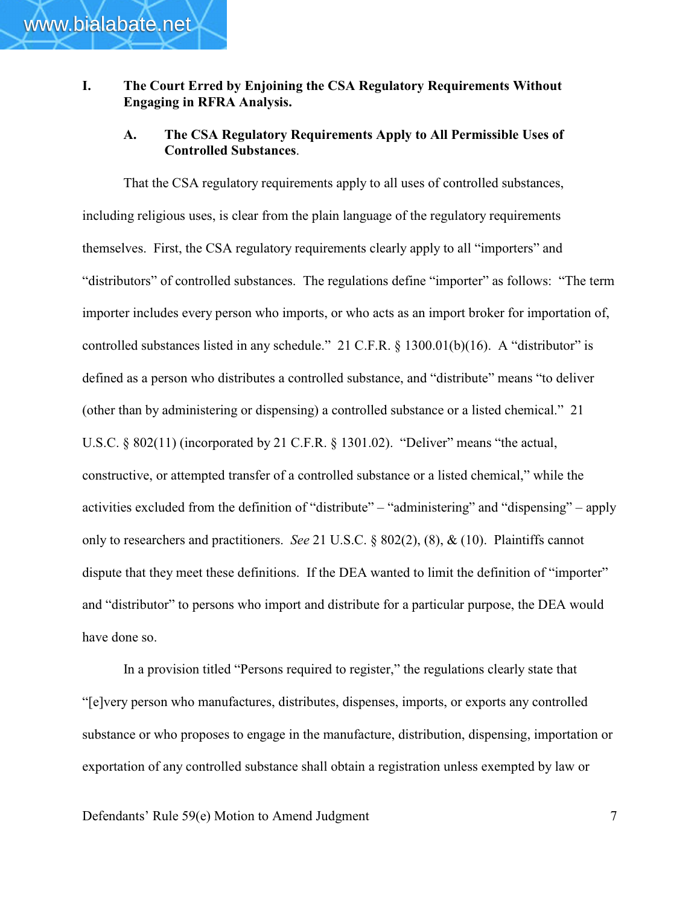## I. The Court Erred by Enjoining the CSA Regulatory Requirements Without Engaging in RFRA Analysis.

### A. The CSA Regulatory Requirements Apply to All Permissible Uses of Controlled Substances.

That the CSA regulatory requirements apply to all uses of controlled substances, including religious uses, is clear from the plain language of the regulatory requirements themselves. First, the CSA regulatory requirements clearly apply to all "importers" and "distributors" of controlled substances. The regulations define "importer" as follows: "The term importer includes every person who imports, or who acts as an import broker for importation of, controlled substances listed in any schedule." 21 C.F.R. § 1300.01(b)(16). A "distributor" is defined as a person who distributes a controlled substance, and "distribute" means "to deliver (other than by administering or dispensing) a controlled substance or a listed chemical." 21 U.S.C. § 802(11) (incorporated by 21 C.F.R. § 1301.02). "Deliver" means "the actual, constructive, or attempted transfer of a controlled substance or a listed chemical," while the activities excluded from the definition of "distribute" – "administering" and "dispensing" – apply only to researchers and practitioners. *See* 21 U.S.C. § 802(2), (8), & (10). Plaintiffs cannot dispute that they meet these definitions. If the DEA wanted to limit the definition of "importer" and "distributor" to persons who import and distribute for a particular purpose, the DEA would have done so.

In a provision titled "Persons required to register," the regulations clearly state that "[e]very person who manufactures, distributes, dispenses, imports, or exports any controlled substance or who proposes to engage in the manufacture, distribution, dispensing, importation or exportation of any controlled substance shall obtain a registration unless exempted by law or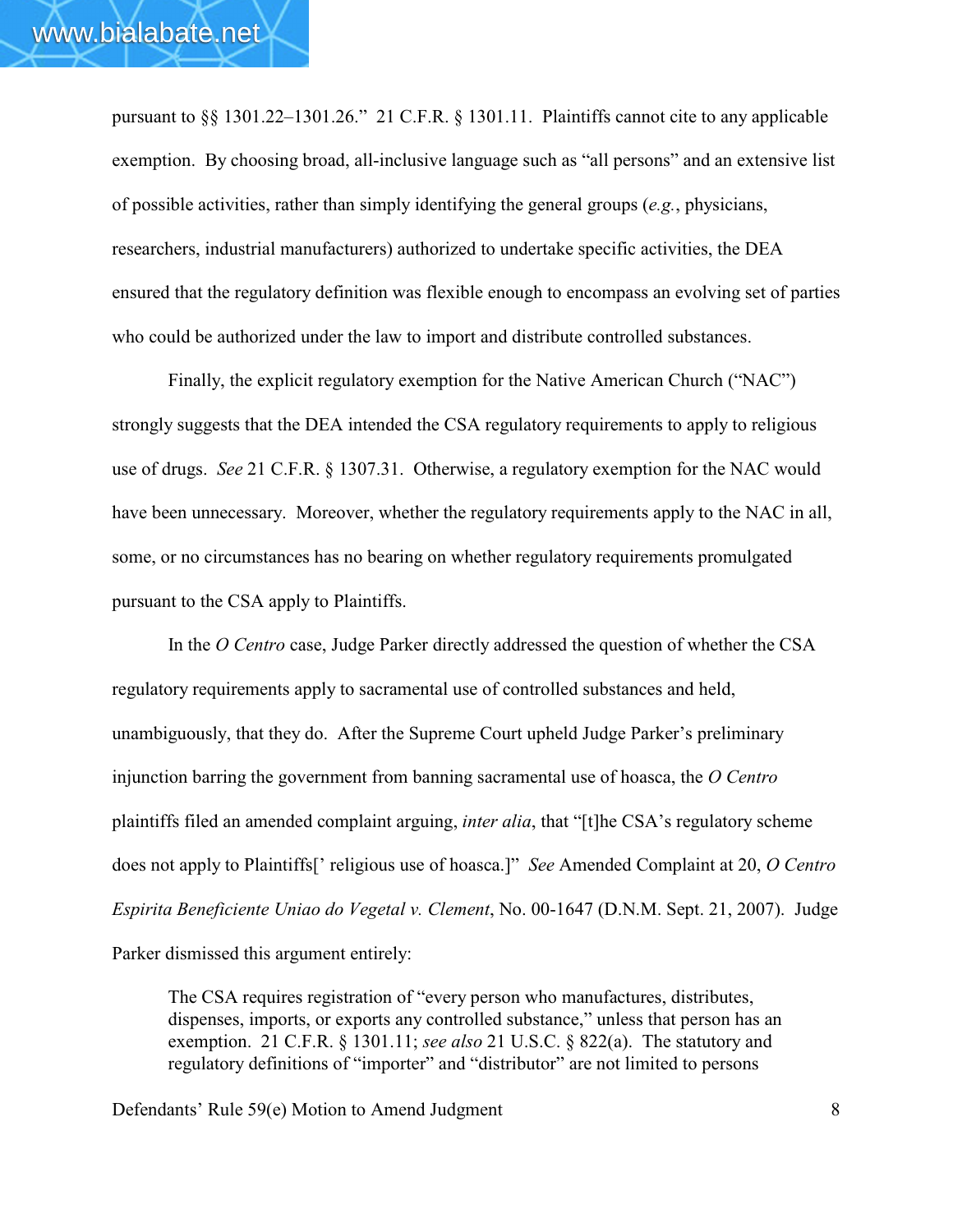pursuant to §§ 1301.22–1301.26." 21 C.F.R. § 1301.11. Plaintiffs cannot cite to any applicable exemption. By choosing broad, all-inclusive language such as "all persons" and an extensive list of possible activities, rather than simply identifying the general groups (*e.g.*, physicians, researchers, industrial manufacturers) authorized to undertake specific activities, the DEA ensured that the regulatory definition was flexible enough to encompass an evolving set of parties who could be authorized under the law to import and distribute controlled substances.

Finally, the explicit regulatory exemption for the Native American Church ("NAC") strongly suggests that the DEA intended the CSA regulatory requirements to apply to religious use of drugs. *See* 21 C.F.R. § 1307.31. Otherwise, a regulatory exemption for the NAC would have been unnecessary. Moreover, whether the regulatory requirements apply to the NAC in all, some, or no circumstances has no bearing on whether regulatory requirements promulgated pursuant to the CSA apply to Plaintiffs.

In the *O Centro* case, Judge Parker directly addressed the question of whether the CSA regulatory requirements apply to sacramental use of controlled substances and held, unambiguously, that they do. After the Supreme Court upheld Judge Parker's preliminary injunction barring the government from banning sacramental use of hoasca, the *O Centro* plaintiffs filed an amended complaint arguing, *inter alia*, that "[t]he CSA's regulatory scheme does not apply to Plaintiffs[' religious use of hoasca.]" *See* Amended Complaint at 20, *O Centro Espirita Beneficiente Uniao do Vegetal v. Clement*, No. 00-1647 (D.N.M. Sept. 21, 2007). Judge Parker dismissed this argument entirely:

> The CSA requires registration of "every person who manufactures, distributes, dispenses, imports, or exports any controlled substance," unless that person has an exemption. 21 C.F.R. § 1301.11; *see also* 21 U.S.C. § 822(a). The statutory and regulatory definitions of "importer" and "distributor" are not limited to persons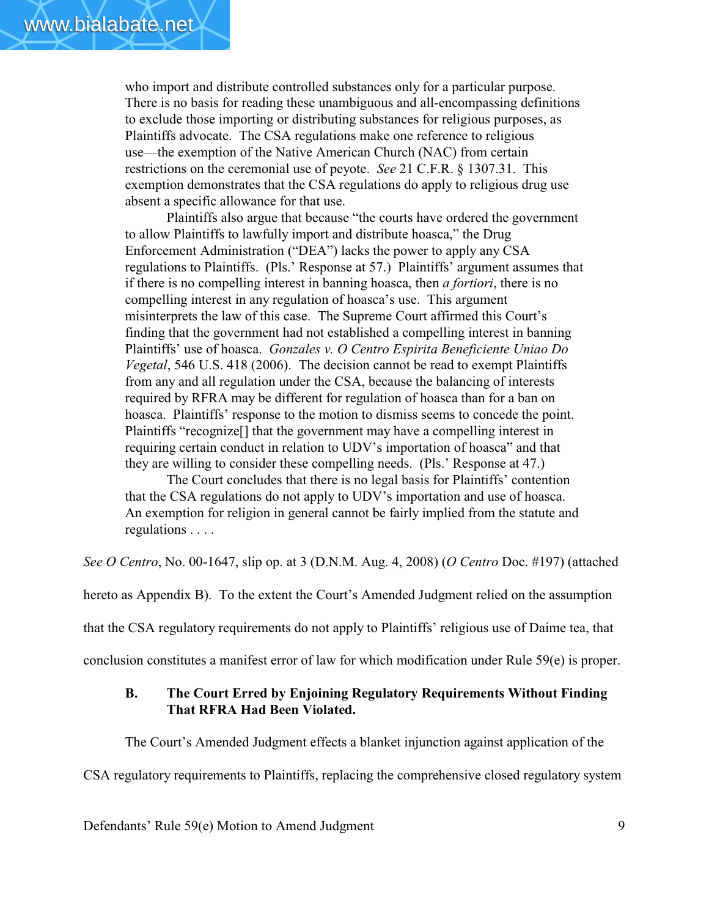> who import and distribute controlled substances only for a particular purpose. There is no basis for reading these unambiguous and all-encompassing definitions to exclude those importing or distributing substances for religious purposes, as Plaintiffs advocate. The CSA regulations make one reference to religious use—the exemption of the Native American Church (NAC) from certain restrictions on the ceremonial use of peyote. *See* 21 C.F.R. § 1307.31. This exemption demonstrates that the CSA regulations do apply to religious drug use absent a specific allowance for that use.
>
> Plaintiffs also argue that because "the courts have ordered the government to allow Plaintiffs to lawfully import and distribute hoasca," the Drug Enforcement Administration ("DEA") lacks the power to apply any CSA regulations to Plaintiffs. (Pls.' Response at 57.) Plaintiffs' argument assumes that if there is no compelling interest in banning hoasca, then *a fortiori*, there is no compelling interest in any regulation of hoasca's use. This argument misinterprets the law of this case. The Supreme Court affirmed this Court's finding that the government had not established a compelling interest in banning Plaintiffs' use of hoasca. *Gonzales v. O Centro Espirita Beneficiente Uniao Do Vegetal*, 546 U.S. 418 (2006). The decision cannot be read to exempt Plaintiffs from any and all regulation under the CSA, because the balancing of interests required by RFRA may be different for regulation of hoasca than for a ban on hoasca. Plaintiffs' response to the motion to dismiss seems to concede the point. Plaintiffs "recognize[] that the government may have a compelling interest in requiring certain conduct in relation to UDV's importation of hoasca" and that they are willing to consider these compelling needs. (Pls.' Response at 47.)
>
> The Court concludes that there is no legal basis for Plaintiffs' contention that the CSA regulations do not apply to UDV's importation and use of hoasca. An exemption for religion in general cannot be fairly implied from the statute and regulations . . . .

*See O Centro*, No. 00-1647, slip op. at 3 (D.N.M. Aug. 4, 2008) (*O Centro* Doc. #197) (attached hereto as Appendix B). To the extent the Court's Amended Judgment relied on the assumption that the CSA regulatory requirements do not apply to Plaintiffs' religious use of Daime tea, that conclusion constitutes a manifest error of law for which modification under Rule 59(e) is proper.

### B. The Court Erred by Enjoining Regulatory Requirements Without Finding That RFRA Had Been Violated.

The Court's Amended Judgment effects a blanket injunction against application of the CSA regulatory requirements to Plaintiffs, replacing the comprehensive closed regulatory system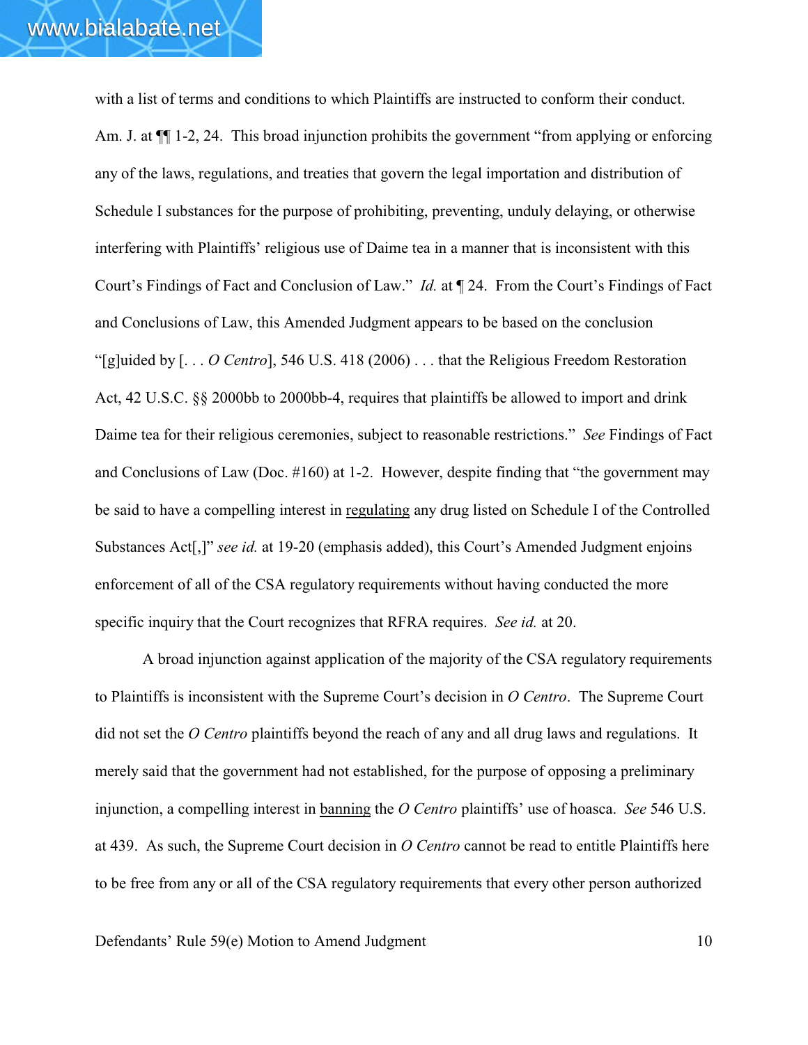with a list of terms and conditions to which Plaintiffs are instructed to conform their conduct. Am. J. at ¶¶ 1-2, 24. This broad injunction prohibits the government "from applying or enforcing any of the laws, regulations, and treaties that govern the legal importation and distribution of Schedule I substances for the purpose of prohibiting, preventing, unduly delaying, or otherwise interfering with Plaintiffs' religious use of Daime tea in a manner that is inconsistent with this Court's Findings of Fact and Conclusion of Law." *Id.* at ¶ 24. From the Court's Findings of Fact and Conclusions of Law, this Amended Judgment appears to be based on the conclusion "[g]uided by [. . . *O Centro*], 546 U.S. 418 (2006) . . . that the Religious Freedom Restoration Act, 42 U.S.C. §§ 2000bb to 2000bb-4, requires that plaintiffs be allowed to import and drink Daime tea for their religious ceremonies, subject to reasonable restrictions." *See* Findings of Fact and Conclusions of Law (Doc. #160) at 1-2. However, despite finding that "the government may be said to have a compelling interest in <u>regulating</u> any drug listed on Schedule I of the Controlled Substances Act[,]" *see id.* at 19-20 (emphasis added), this Court's Amended Judgment enjoins enforcement of all of the CSA regulatory requirements without having conducted the more specific inquiry that the Court recognizes that RFRA requires. *See id.* at 20.

A broad injunction against application of the majority of the CSA regulatory requirements to Plaintiffs is inconsistent with the Supreme Court's decision in *O Centro*. The Supreme Court did not set the *O Centro* plaintiffs beyond the reach of any and all drug laws and regulations. It merely said that the government had not established, for the purpose of opposing a preliminary injunction, a compelling interest in <u>banning</u> the *O Centro* plaintiffs' use of hoasca. *See* 546 U.S. at 439. As such, the Supreme Court decision in *O Centro* cannot be read to entitle Plaintiffs here to be free from any or all of the CSA regulatory requirements that every other person authorized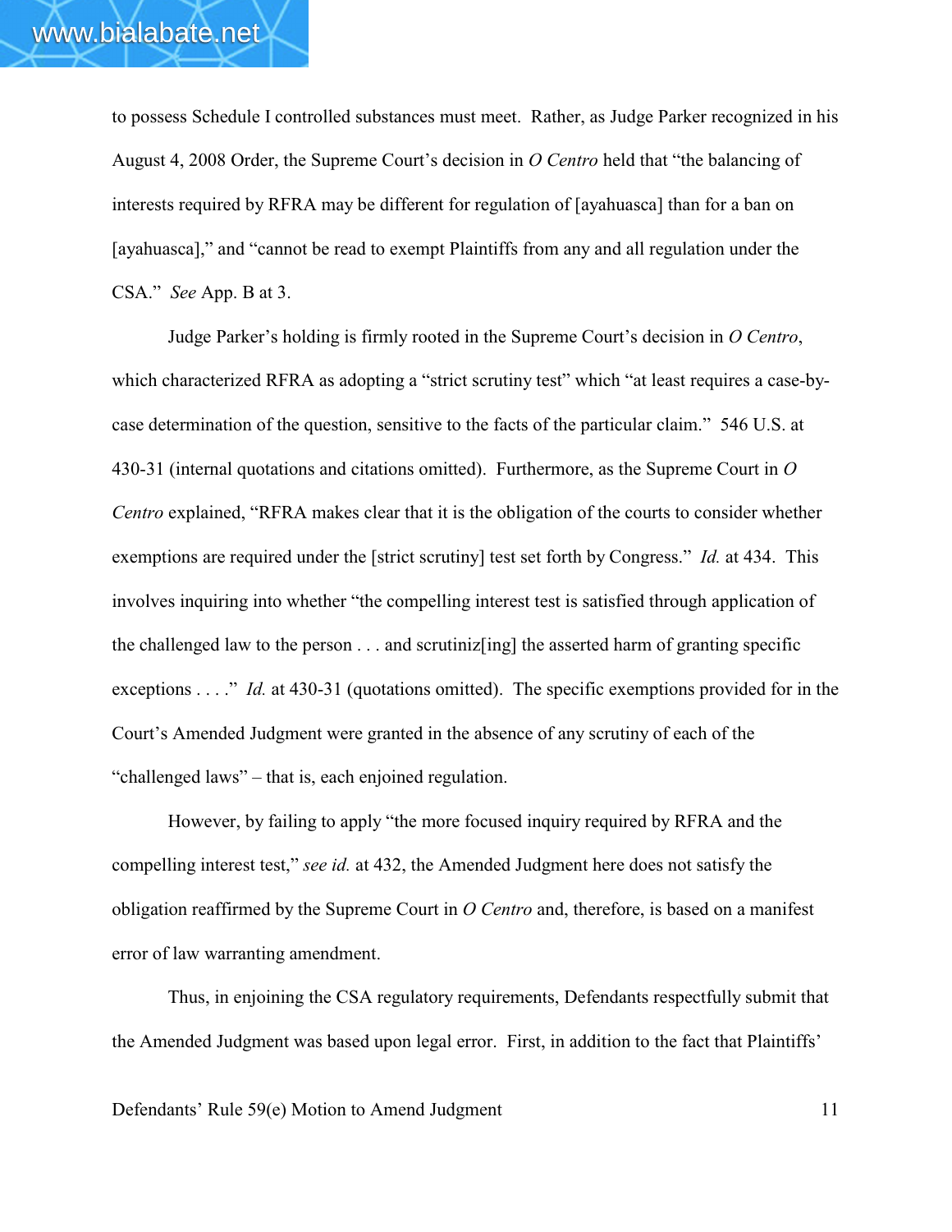to possess Schedule I controlled substances must meet. Rather, as Judge Parker recognized in his August 4, 2008 Order, the Supreme Court's decision in *O Centro* held that "the balancing of interests required by RFRA may be different for regulation of [ayahuasca] than for a ban on [ayahuasca]," and "cannot be read to exempt Plaintiffs from any and all regulation under the CSA." *See* App. B at 3.

Judge Parker's holding is firmly rooted in the Supreme Court's decision in *O Centro*, which characterized RFRA as adopting a "strict scrutiny test" which "at least requires a case-by-case determination of the question, sensitive to the facts of the particular claim." 546 U.S. at 430-31 (internal quotations and citations omitted). Furthermore, as the Supreme Court in *O Centro* explained, "RFRA makes clear that it is the obligation of the courts to consider whether exemptions are required under the [strict scrutiny] test set forth by Congress." *Id.* at 434. This involves inquiring into whether "the compelling interest test is satisfied through application of the challenged law to the person . . . and scrutiniz[ing] the asserted harm of granting specific exceptions . . . ." *Id.* at 430-31 (quotations omitted). The specific exemptions provided for in the Court's Amended Judgment were granted in the absence of any scrutiny of each of the "challenged laws" – that is, each enjoined regulation.

However, by failing to apply "the more focused inquiry required by RFRA and the compelling interest test," *see id.* at 432, the Amended Judgment here does not satisfy the obligation reaffirmed by the Supreme Court in *O Centro* and, therefore, is based on a manifest error of law warranting amendment.

Thus, in enjoining the CSA regulatory requirements, Defendants respectfully submit that the Amended Judgment was based upon legal error. First, in addition to the fact that Plaintiffs'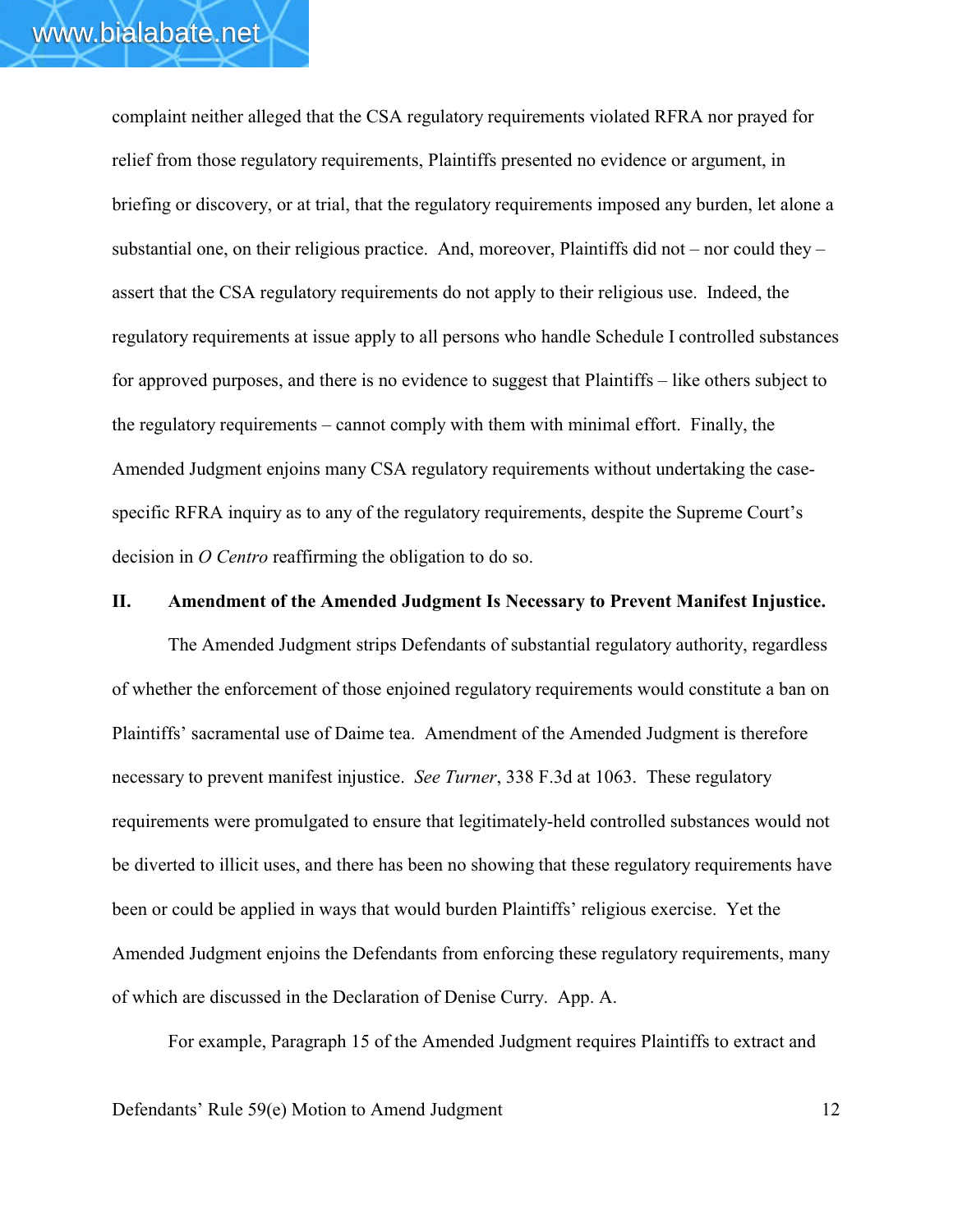complaint neither alleged that the CSA regulatory requirements violated RFRA nor prayed for relief from those regulatory requirements, Plaintiffs presented no evidence or argument, in briefing or discovery, or at trial, that the regulatory requirements imposed any burden, let alone a substantial one, on their religious practice. And, moreover, Plaintiffs did not – nor could they – assert that the CSA regulatory requirements do not apply to their religious use. Indeed, the regulatory requirements at issue apply to all persons who handle Schedule I controlled substances for approved purposes, and there is no evidence to suggest that Plaintiffs – like others subject to the regulatory requirements – cannot comply with them with minimal effort. Finally, the Amended Judgment enjoins many CSA regulatory requirements without undertaking the case-specific RFRA inquiry as to any of the regulatory requirements, despite the Supreme Court's decision in *O Centro* reaffirming the obligation to do so.

## II. Amendment of the Amended Judgment Is Necessary to Prevent Manifest Injustice.

The Amended Judgment strips Defendants of substantial regulatory authority, regardless of whether the enforcement of those enjoined regulatory requirements would constitute a ban on Plaintiffs' sacramental use of Daime tea. Amendment of the Amended Judgment is therefore necessary to prevent manifest injustice. *See Turner*, 338 F.3d at 1063. These regulatory requirements were promulgated to ensure that legitimately-held controlled substances would not be diverted to illicit uses, and there has been no showing that these regulatory requirements have been or could be applied in ways that would burden Plaintiffs' religious exercise. Yet the Amended Judgment enjoins the Defendants from enforcing these regulatory requirements, many of which are discussed in the Declaration of Denise Curry. App. A.

For example, Paragraph 15 of the Amended Judgment requires Plaintiffs to extract and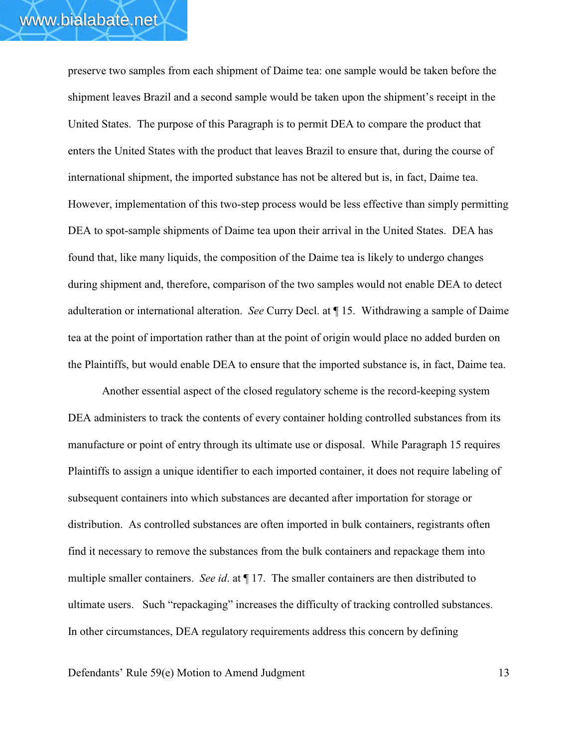preserve two samples from each shipment of Daime tea: one sample would be taken before the shipment leaves Brazil and a second sample would be taken upon the shipment's receipt in the United States. The purpose of this Paragraph is to permit DEA to compare the product that enters the United States with the product that leaves Brazil to ensure that, during the course of international shipment, the imported substance has not be altered but is, in fact, Daime tea. However, implementation of this two-step process would be less effective than simply permitting DEA to spot-sample shipments of Daime tea upon their arrival in the United States. DEA has found that, like many liquids, the composition of the Daime tea is likely to undergo changes during shipment and, therefore, comparison of the two samples would not enable DEA to detect adulteration or international alteration. *See* Curry Decl. at ¶ 15. Withdrawing a sample of Daime tea at the point of importation rather than at the point of origin would place no added burden on the Plaintiffs, but would enable DEA to ensure that the imported substance is, in fact, Daime tea.

Another essential aspect of the closed regulatory scheme is the record-keeping system DEA administers to track the contents of every container holding controlled substances from its manufacture or point of entry through its ultimate use or disposal. While Paragraph 15 requires Plaintiffs to assign a unique identifier to each imported container, it does not require labeling of subsequent containers into which substances are decanted after importation for storage or distribution. As controlled substances are often imported in bulk containers, registrants often find it necessary to remove the substances from the bulk containers and repackage them into multiple smaller containers. *See id*. at ¶ 17. The smaller containers are then distributed to ultimate users. Such "repackaging" increases the difficulty of tracking controlled substances. In other circumstances, DEA regulatory requirements address this concern by defining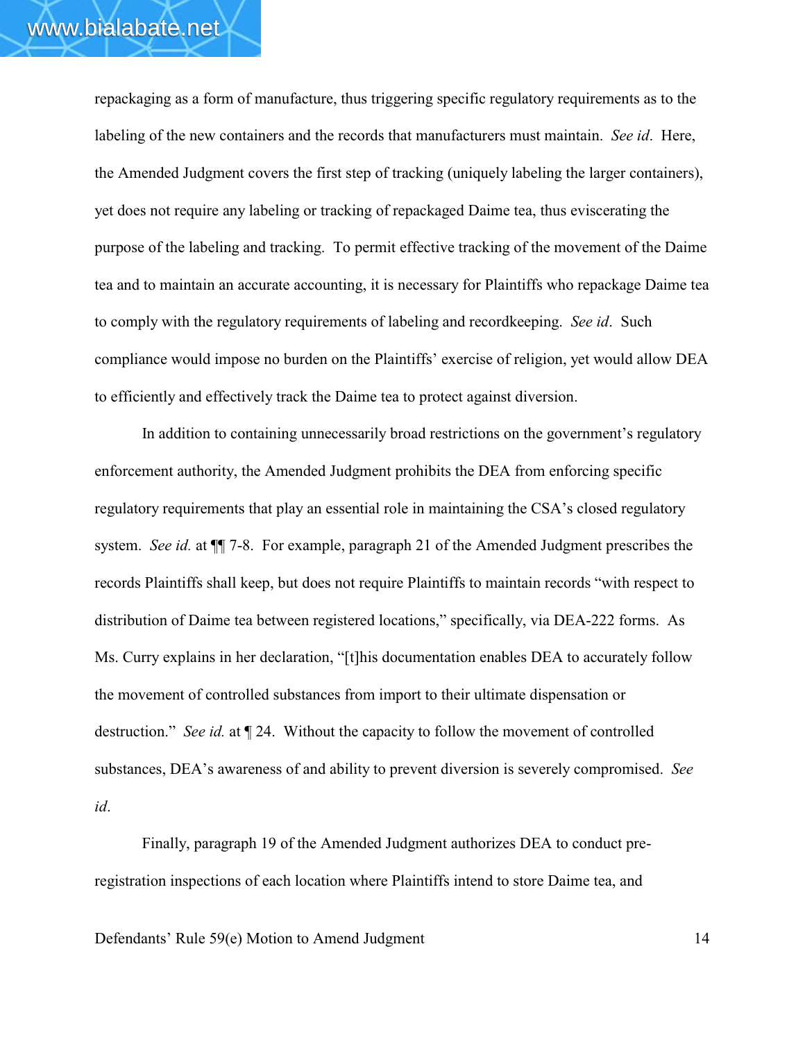repackaging as a form of manufacture, thus triggering specific regulatory requirements as to the labeling of the new containers and the records that manufacturers must maintain. *See id*. Here, the Amended Judgment covers the first step of tracking (uniquely labeling the larger containers), yet does not require any labeling or tracking of repackaged Daime tea, thus eviscerating the purpose of the labeling and tracking. To permit effective tracking of the movement of the Daime tea and to maintain an accurate accounting, it is necessary for Plaintiffs who repackage Daime tea to comply with the regulatory requirements of labeling and recordkeeping. *See id*. Such compliance would impose no burden on the Plaintiffs' exercise of religion, yet would allow DEA to efficiently and effectively track the Daime tea to protect against diversion.

In addition to containing unnecessarily broad restrictions on the government's regulatory enforcement authority, the Amended Judgment prohibits the DEA from enforcing specific regulatory requirements that play an essential role in maintaining the CSA's closed regulatory system. *See id.* at ¶¶ 7-8. For example, paragraph 21 of the Amended Judgment prescribes the records Plaintiffs shall keep, but does not require Plaintiffs to maintain records "with respect to distribution of Daime tea between registered locations," specifically, via DEA-222 forms. As Ms. Curry explains in her declaration, "[t]his documentation enables DEA to accurately follow the movement of controlled substances from import to their ultimate dispensation or destruction." *See id.* at ¶ 24. Without the capacity to follow the movement of controlled substances, DEA's awareness of and ability to prevent diversion is severely compromised. *See id*.

Finally, paragraph 19 of the Amended Judgment authorizes DEA to conduct pre-registration inspections of each location where Plaintiffs intend to store Daime tea, and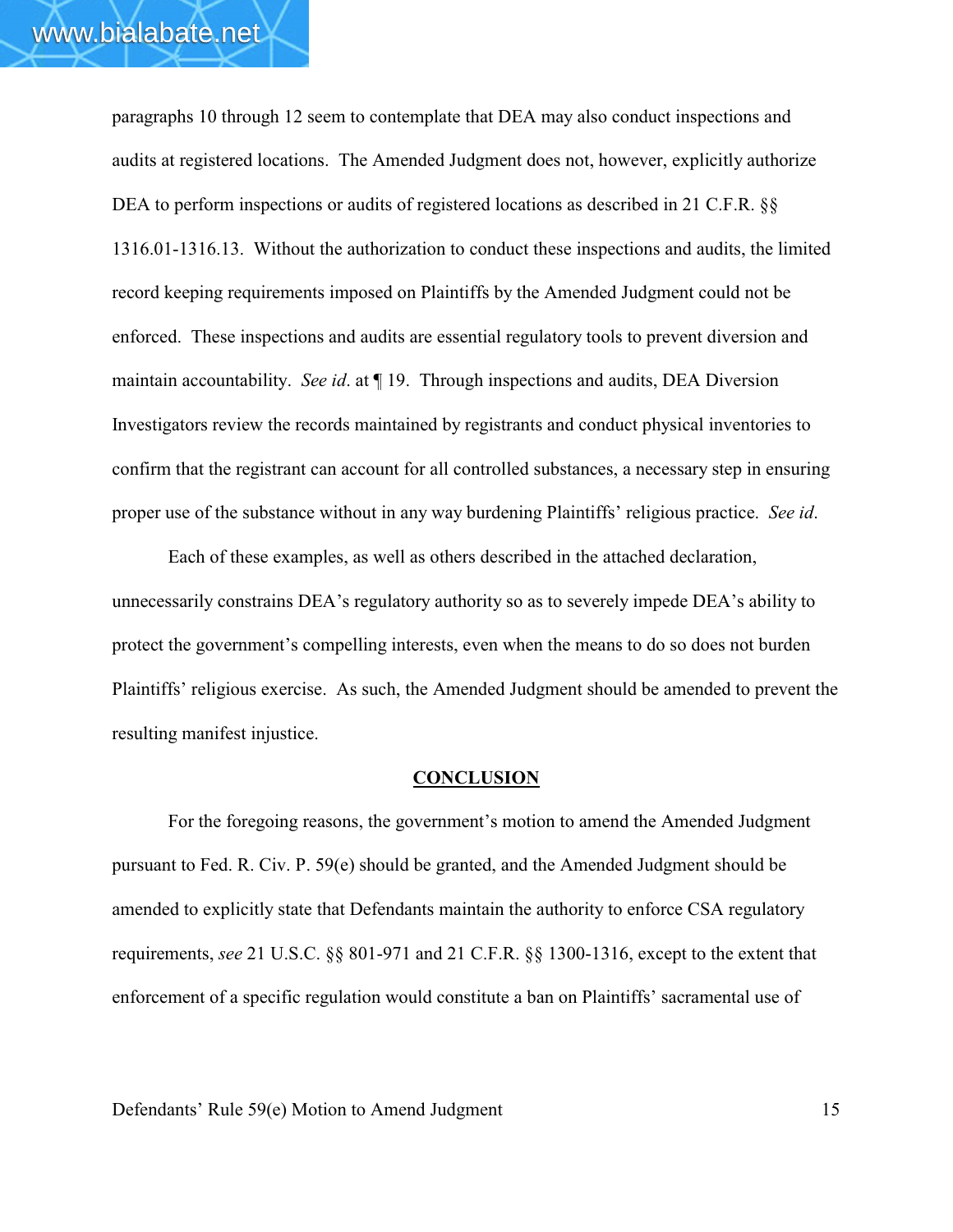paragraphs 10 through 12 seem to contemplate that DEA may also conduct inspections and audits at registered locations. The Amended Judgment does not, however, explicitly authorize DEA to perform inspections or audits of registered locations as described in 21 C.F.R. §§ 1316.01-1316.13. Without the authorization to conduct these inspections and audits, the limited record keeping requirements imposed on Plaintiffs by the Amended Judgment could not be enforced. These inspections and audits are essential regulatory tools to prevent diversion and maintain accountability. *See id*. at ¶ 19. Through inspections and audits, DEA Diversion Investigators review the records maintained by registrants and conduct physical inventories to confirm that the registrant can account for all controlled substances, a necessary step in ensuring proper use of the substance without in any way burdening Plaintiffs' religious practice. *See id*.

Each of these examples, as well as others described in the attached declaration, unnecessarily constrains DEA's regulatory authority so as to severely impede DEA's ability to protect the government's compelling interests, even when the means to do so does not burden Plaintiffs' religious exercise. As such, the Amended Judgment should be amended to prevent the resulting manifest injustice.

## CONCLUSION

For the foregoing reasons, the government's motion to amend the Amended Judgment pursuant to Fed. R. Civ. P. 59(e) should be granted, and the Amended Judgment should be amended to explicitly state that Defendants maintain the authority to enforce CSA regulatory requirements, *see* 21 U.S.C. §§ 801-971 and 21 C.F.R. §§ 1300-1316, except to the extent that enforcement of a specific regulation would constitute a ban on Plaintiffs' sacramental use of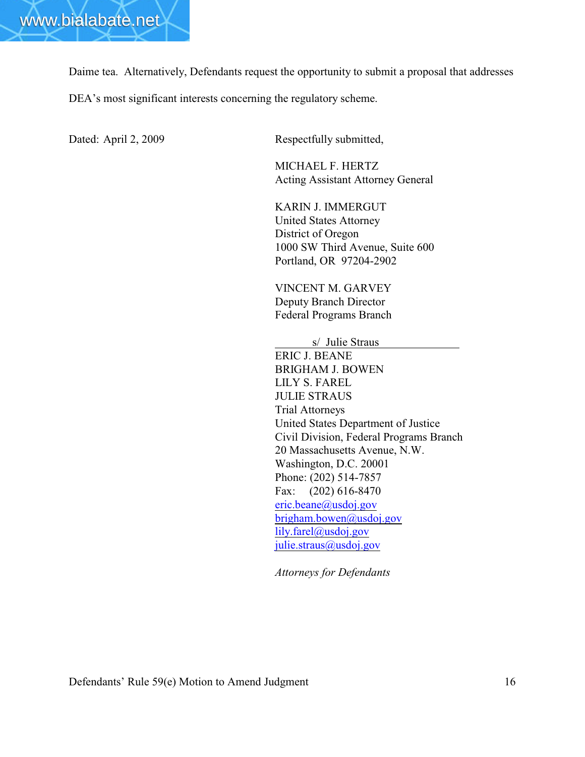Daime tea. Alternatively, Defendants request the opportunity to submit a proposal that addresses DEA's most significant interests concerning the regulatory scheme.

Dated: April 2, 2009

Respectfully submitted,

MICHAEL F. HERTZ
Acting Assistant Attorney General

KARIN J. IMMERGUT
United States Attorney
District of Oregon
1000 SW Third Avenue, Suite 600
Portland, OR 97204-2902

VINCENT M. GARVEY
Deputy Branch Director
Federal Programs Branch

s/ Julie Straus
ERIC J. BEANE
BRIGHAM J. BOWEN
LILY S. FAREL
JULIE STRAUS
Trial Attorneys
United States Department of Justice
Civil Division, Federal Programs Branch
20 Massachusetts Avenue, N.W.
Washington, D.C. 20001
Phone: (202) 514-7857
Fax: (202) 616-8470
eric.beane@usdoj.gov
brigham.bowen@usdoj.gov
lily.farel@usdoj.gov
julie.straus@usdoj.gov

*Attorneys for Defendants*